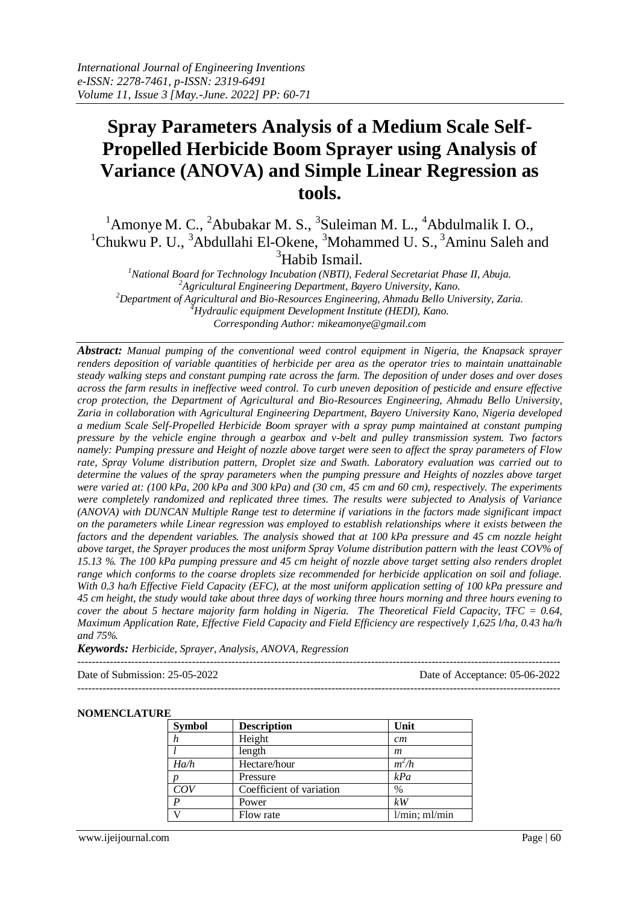# Spray Parameters Analysis of a Medium Scale Self-Propelled Herbicide Boom Sprayer using Analysis of Variance (ANOVA) and Simple Linear Regression as tools.

[1]Amonye M. C., [2]Abubakar M. S., [3]Suleiman M. L., [4]Abdulmalik I. O., [1]Chukwu P. U., [3]Abdullahi El-Okene, [3]Mohammed U. S., [3]Aminu Saleh and [3]Habib Ismail.

*[1]National Board for Technology Incubation (NBTI), Federal Secretariat Phase II, Abuja.*
*[2]Agricultural Engineering Department, Bayero University, Kano.*
*[2]Department of Agricultural and Bio-Resources Engineering, Ahmadu Bello University, Zaria.*
*[4]Hydraulic equipment Development Institute (HEDI), Kano.*
*Corresponding Author: mikeamonye@gmail.com*

***Abstract:*** *Manual pumping of the conventional weed control equipment in Nigeria, the Knapsack sprayer renders deposition of variable quantities of herbicide per area as the operator tries to maintain unattainable steady walking steps and constant pumping rate across the farm. The deposition of under doses and over doses across the farm results in ineffective weed control. To curb uneven deposition of pesticide and ensure effective crop protection, the Department of Agricultural and Bio-Resources Engineering, Ahmadu Bello University, Zaria in collaboration with Agricultural Engineering Department, Bayero University Kano, Nigeria developed a medium Scale Self-Propelled Herbicide Boom sprayer with a spray pump maintained at constant pumping pressure by the vehicle engine through a gearbox and v-belt and pulley transmission system. Two factors namely: Pumping pressure and Height of nozzle above target were seen to affect the spray parameters of Flow rate, Spray Volume distribution pattern, Droplet size and Swath. Laboratory evaluation was carried out to determine the values of the spray parameters when the pumping pressure and Heights of nozzles above target were varied at: (100 kPa, 200 kPa and 300 kPa) and (30 cm, 45 cm and 60 cm), respectively. The experiments were completely randomized and replicated three times. The results were subjected to Analysis of Variance (ANOVA) with DUNCAN Multiple Range test to determine if variations in the factors made significant impact on the parameters while Linear regression was employed to establish relationships where it exists between the factors and the dependent variables. The analysis showed that at 100 kPa pressure and 45 cm nozzle height above target, the Sprayer produces the most uniform Spray Volume distribution pattern with the least COV% of 15.13 %. The 100 kPa pumping pressure and 45 cm height of nozzle above target setting also renders droplet range which conforms to the coarse droplets size recommended for herbicide application on soil and foliage. With 0.3 ha/h Effective Field Capacity (EFC), at the most uniform application setting of 100 kPa pressure and 45 cm height, the study would take about three days of working three hours morning and three hours evening to cover the about 5 hectare majority farm holding in Nigeria. The Theoretical Field Capacity, TFC = 0.64, Maximum Application Rate, Effective Field Capacity and Field Efficiency are respectively 1,625 l/ha, 0.43 ha/h and 75%.*

***Keywords:*** *Herbicide, Sprayer, Analysis, ANOVA, Regression*

Date of Submission: 25-05-2022 | Date of Acceptance: 05-06-2022

**NOMENCLATURE**

| Symbol | Description | Unit |
|---|---|---|
| *h* | Height | *cm* |
| *l* | length | *m* |
| *Ha/h* | Hectare/hour | $m^2/h$ |
| *p* | Pressure | *kPa* |
| *COV* | Coefficient of variation | % |
| *P* | Power | *kW* |
| V | Flow rate | l/min; ml/min |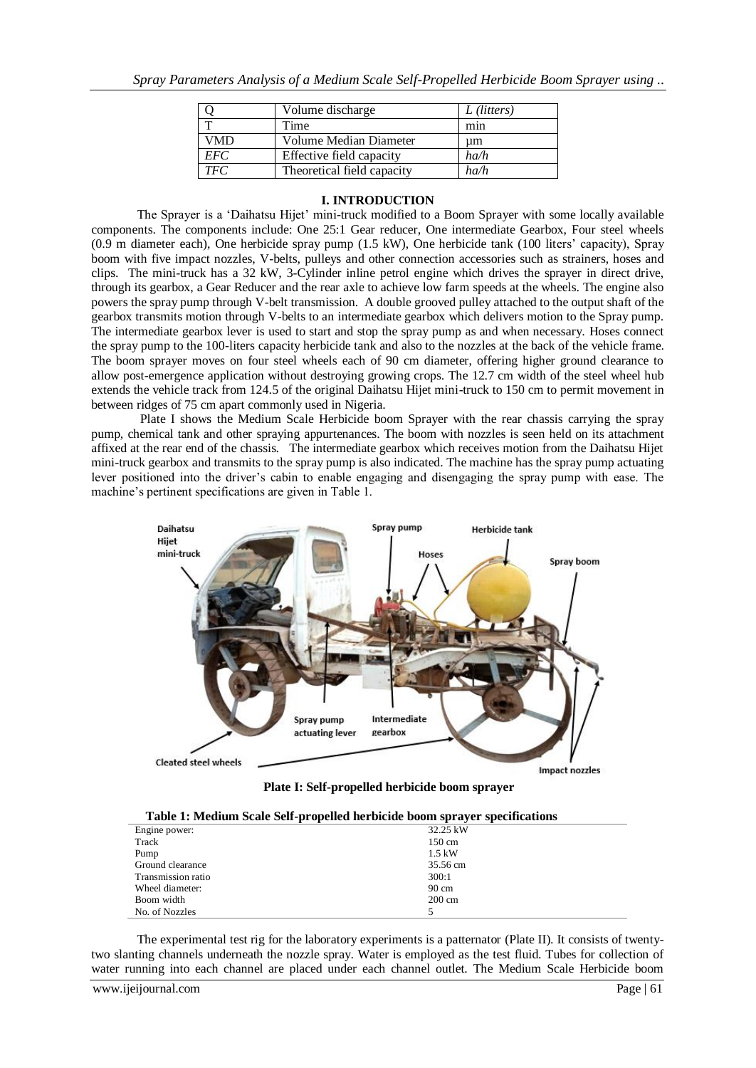| Q | Volume discharge | *L (litters)* |
|---|---|---|
| T | Time | min |
| VMD | Volume Median Diameter | μm |
| *EFC* | Effective field capacity | *ha/h* |
| *TFC* | Theoretical field capacity | *ha/h* |

## I. INTRODUCTION

The Sprayer is a 'Daihatsu Hijet' mini-truck modified to a Boom Sprayer with some locally available components. The components include: One 25:1 Gear reducer, One intermediate Gearbox, Four steel wheels (0.9 m diameter each), One herbicide spray pump (1.5 kW), One herbicide tank (100 liters' capacity), Spray boom with five impact nozzles, V-belts, pulleys and other connection accessories such as strainers, hoses and clips. The mini-truck has a 32 kW, 3-Cylinder inline petrol engine which drives the sprayer in direct drive, through its gearbox, a Gear Reducer and the rear axle to achieve low farm speeds at the wheels. The engine also powers the spray pump through V-belt transmission. A double grooved pulley attached to the output shaft of the gearbox transmits motion through V-belts to an intermediate gearbox which delivers motion to the Spray pump. The intermediate gearbox lever is used to start and stop the spray pump as and when necessary. Hoses connect the spray pump to the 100-liters capacity herbicide tank and also to the nozzles at the back of the vehicle frame. The boom sprayer moves on four steel wheels each of 90 cm diameter, offering higher ground clearance to allow post-emergence application without destroying growing crops. The 12.7 cm width of the steel wheel hub extends the vehicle track from 124.5 of the original Daihatsu Hijet mini-truck to 150 cm to permit movement in between ridges of 75 cm apart commonly used in Nigeria.

Plate I shows the Medium Scale Herbicide boom Sprayer with the rear chassis carrying the spray pump, chemical tank and other spraying appurtenances. The boom with nozzles is seen held on its attachment affixed at the rear end of the chassis. The intermediate gearbox which receives motion from the Daihatsu Hijet mini-truck gearbox and transmits to the spray pump is also indicated. The machine has the spray pump actuating lever positioned into the driver's cabin to enable engaging and disengaging the spray pump with ease. The machine's pertinent specifications are given in Table 1.

**Plate I: Self-propelled herbicide boom sprayer**

**Table 1: Medium Scale Self-propelled herbicide boom sprayer specifications**

| | |
|---|---|
| Engine power: | 32.25 kW |
| Track | 150 cm |
| Pump | 1.5 kW |
| Ground clearance | 35.56 cm |
| Transmission ratio | 300:1 |
| Wheel diameter: | 90 cm |
| Boom width | 200 cm |
| No. of Nozzles | 5 |

The experimental test rig for the laboratory experiments is a patternator (Plate II). It consists of twenty-two slanting channels underneath the nozzle spray. Water is employed as the test fluid. Tubes for collection of water running into each channel are placed under each channel outlet. The Medium Scale Herbicide boom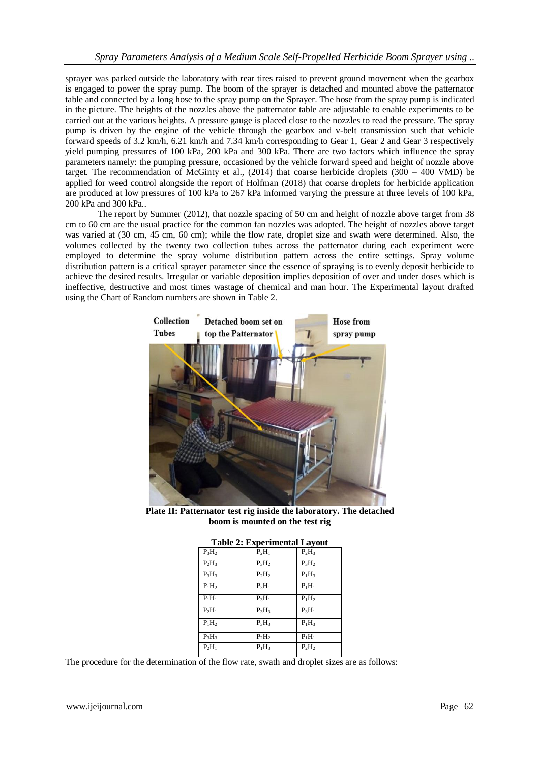sprayer was parked outside the laboratory with rear tires raised to prevent ground movement when the gearbox is engaged to power the spray pump. The boom of the sprayer is detached and mounted above the patternator table and connected by a long hose to the spray pump on the Sprayer. The hose from the spray pump is indicated in the picture. The heights of the nozzles above the patternator table are adjustable to enable experiments to be carried out at the various heights. A pressure gauge is placed close to the nozzles to read the pressure. The spray pump is driven by the engine of the vehicle through the gearbox and v-belt transmission such that vehicle forward speeds of 3.2 km/h, 6.21 km/h and 7.34 km/h corresponding to Gear 1, Gear 2 and Gear 3 respectively yield pumping pressures of 100 kPa, 200 kPa and 300 kPa. There are two factors which influence the spray parameters namely: the pumping pressure, occasioned by the vehicle forward speed and height of nozzle above target. The recommendation of McGinty et al., (2014) that coarse herbicide droplets (300 – 400 VMD) be applied for weed control alongside the report of Holfman (2018) that coarse droplets for herbicide application are produced at low pressures of 100 kPa to 267 kPa informed varying the pressure at three levels of 100 kPa, 200 kPa and 300 kPa..

The report by Summer (2012), that nozzle spacing of 50 cm and height of nozzle above target from 38 cm to 60 cm are the usual practice for the common fan nozzles was adopted. The height of nozzles above target was varied at (30 cm, 45 cm, 60 cm); while the flow rate, droplet size and swath were determined. Also, the volumes collected by the twenty two collection tubes across the patternator during each experiment were employed to determine the spray volume distribution pattern across the entire settings. Spray volume distribution pattern is a critical sprayer parameter since the essence of spraying is to evenly deposit herbicide to achieve the desired results. Irregular or variable deposition implies deposition of over and under doses which is ineffective, destructive and most times wastage of chemical and man hour. The Experimental layout drafted using the Chart of Random numbers are shown in Table 2.

**Plate II: Patternator test rig inside the laboratory. The detached boom is mounted on the test rig**

**Table 2: Experimental Layout**

| | | |
|---|---|---|
| $P_3H_2$ | $P_2H_1$ | $P_2H_3$ |
| $P_2H_3$ | $P_3H_2$ | $P_3H_2$ |
| $P_3H_3$ | $P_2H_2$ | $P_1H_3$ |
| $P_1H_2$ | $P_3H_1$ | $P_1H_1$ |
| $P_1H_1$ | $P_3H_1$ | $P_1H_2$ |
| $P_2H_1$ | $P_3H_3$ | $P_3H_1$ |
| $P_1H_2$ | $P_3H_3$ | $P_1H_3$ |
| $P_3H_3$ | $P_2H_2$ | $P_1H_1$ |
| $P_2H_1$ | $P_1H_3$ | $P_2H_2$ |

The procedure for the determination of the flow rate, swath and droplet sizes are as follows: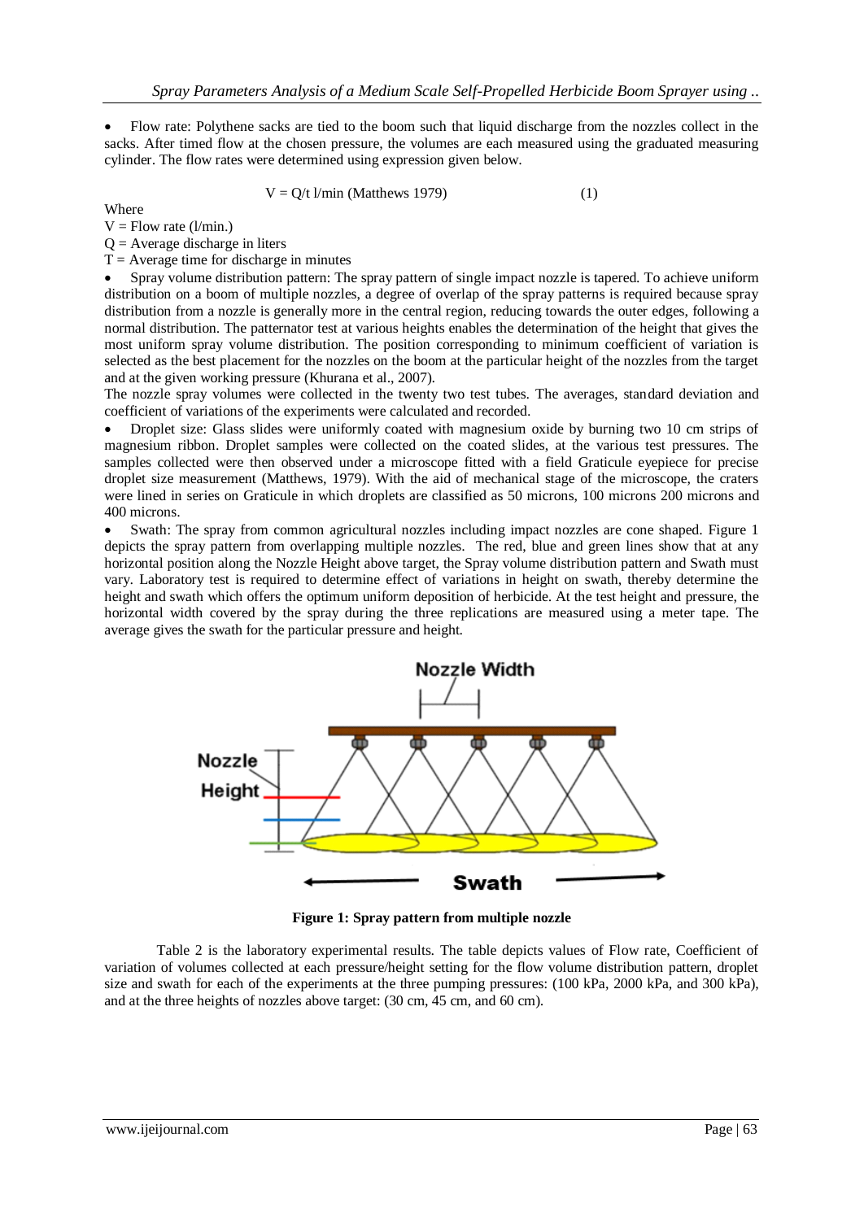- Flow rate: Polythene sacks are tied to the boom such that liquid discharge from the nozzles collect in the sacks. After timed flow at the chosen pressure, the volumes are each measured using the graduated measuring cylinder. The flow rates were determined using expression given below.

$$V = Q/t \text{ l/min (Matthews 1979)} \quad (1)$$

Where

V = Flow rate (l/min.)

Q = Average discharge in liters

T = Average time for discharge in minutes

- Spray volume distribution pattern: The spray pattern of single impact nozzle is tapered. To achieve uniform distribution on a boom of multiple nozzles, a degree of overlap of the spray patterns is required because spray distribution from a nozzle is generally more in the central region, reducing towards the outer edges, following a normal distribution. The patternator test at various heights enables the determination of the height that gives the most uniform spray volume distribution. The position corresponding to minimum coefficient of variation is selected as the best placement for the nozzles on the boom at the particular height of the nozzles from the target and at the given working pressure (Khurana et al., 2007).

The nozzle spray volumes were collected in the twenty two test tubes. The averages, standard deviation and coefficient of variations of the experiments were calculated and recorded.

- Droplet size: Glass slides were uniformly coated with magnesium oxide by burning two 10 cm strips of magnesium ribbon. Droplet samples were collected on the coated slides, at the various test pressures. The samples collected were then observed under a microscope fitted with a field Graticule eyepiece for precise droplet size measurement (Matthews, 1979). With the aid of mechanical stage of the microscope, the craters were lined in series on Graticule in which droplets are classified as 50 microns, 100 microns 200 microns and 400 microns.
- Swath: The spray from common agricultural nozzles including impact nozzles are cone shaped. Figure 1 depicts the spray pattern from overlapping multiple nozzles. The red, blue and green lines show that at any horizontal position along the Nozzle Height above target, the Spray volume distribution pattern and Swath must vary. Laboratory test is required to determine effect of variations in height on swath, thereby determine the height and swath which offers the optimum uniform deposition of herbicide. At the test height and pressure, the horizontal width covered by the spray during the three replications are measured using a meter tape. The average gives the swath for the particular pressure and height.

**Figure 1: Spray pattern from multiple nozzle**

Table 2 is the laboratory experimental results. The table depicts values of Flow rate, Coefficient of variation of volumes collected at each pressure/height setting for the flow volume distribution pattern, droplet size and swath for each of the experiments at the three pumping pressures: (100 kPa, 2000 kPa, and 300 kPa), and at the three heights of nozzles above target: (30 cm, 45 cm, and 60 cm).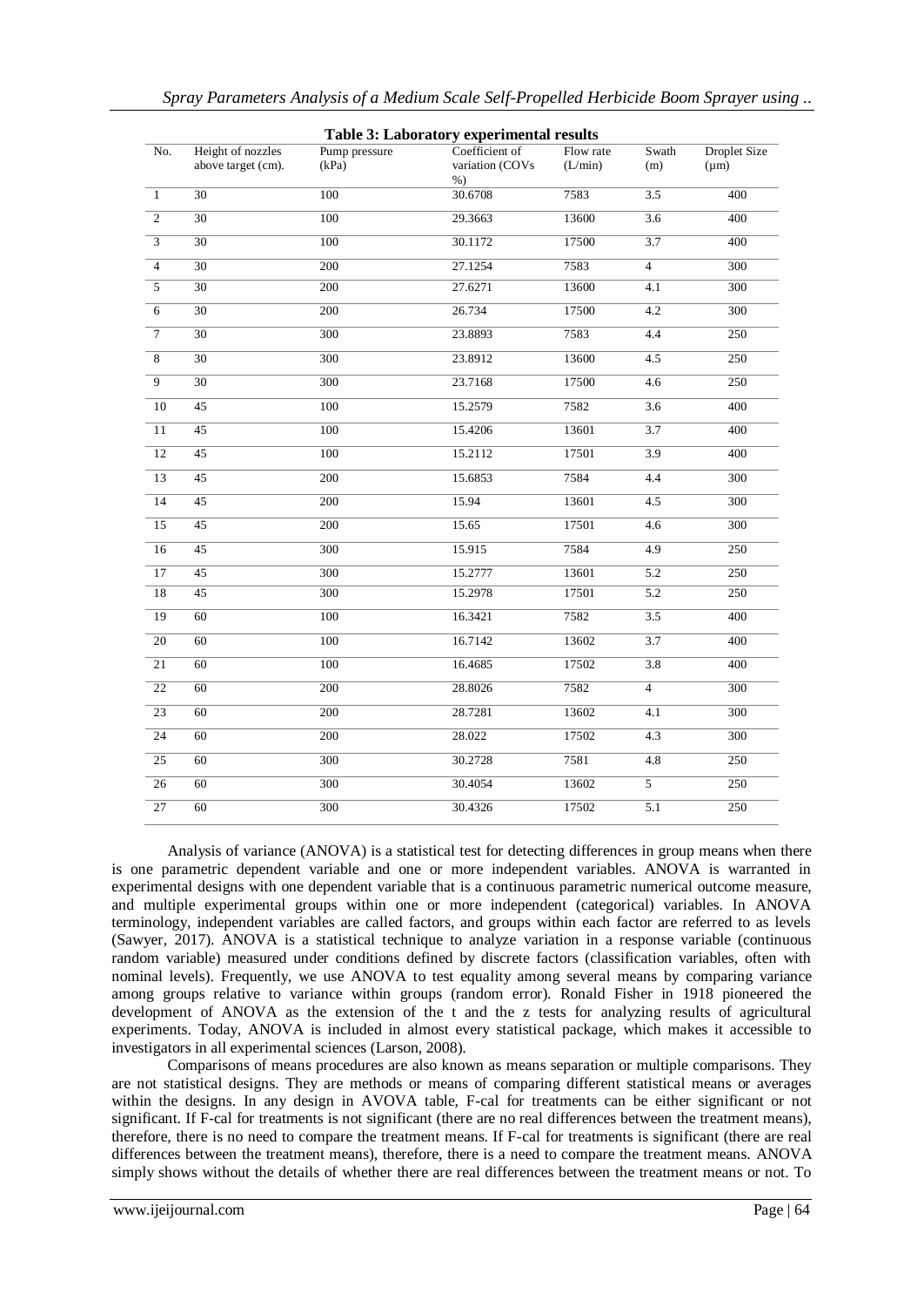**Table 3: Laboratory experimental results**

| No. | Height of nozzles above target (cm). | Pump pressure (kPa) | Coefficient of variation (COVs %) | Flow rate (L/min) | Swath (m) | Droplet Size (μm) |
|---|---|---|---|---|---|---|
| 1 | 30 | 100 | 30.6708 | 7583 | 3.5 | 400 |
| 2 | 30 | 100 | 29.3663 | 13600 | 3.6 | 400 |
| 3 | 30 | 100 | 30.1172 | 17500 | 3.7 | 400 |
| 4 | 30 | 200 | 27.1254 | 7583 | 4 | 300 |
| 5 | 30 | 200 | 27.6271 | 13600 | 4.1 | 300 |
| 6 | 30 | 200 | 26.734 | 17500 | 4.2 | 300 |
| 7 | 30 | 300 | 23.8893 | 7583 | 4.4 | 250 |
| 8 | 30 | 300 | 23.8912 | 13600 | 4.5 | 250 |
| 9 | 30 | 300 | 23.7168 | 17500 | 4.6 | 250 |
| 10 | 45 | 100 | 15.2579 | 7582 | 3.6 | 400 |
| 11 | 45 | 100 | 15.4206 | 13601 | 3.7 | 400 |
| 12 | 45 | 100 | 15.2112 | 17501 | 3.9 | 400 |
| 13 | 45 | 200 | 15.6853 | 7584 | 4.4 | 300 |
| 14 | 45 | 200 | 15.94 | 13601 | 4.5 | 300 |
| 15 | 45 | 200 | 15.65 | 17501 | 4.6 | 300 |
| 16 | 45 | 300 | 15.915 | 7584 | 4.9 | 250 |
| 17 | 45 | 300 | 15.2777 | 13601 | 5.2 | 250 |
| 18 | 45 | 300 | 15.2978 | 17501 | 5.2 | 250 |
| 19 | 60 | 100 | 16.3421 | 7582 | 3.5 | 400 |
| 20 | 60 | 100 | 16.7142 | 13602 | 3.7 | 400 |
| 21 | 60 | 100 | 16.4685 | 17502 | 3.8 | 400 |
| 22 | 60 | 200 | 28.8026 | 7582 | 4 | 300 |
| 23 | 60 | 200 | 28.7281 | 13602 | 4.1 | 300 |
| 24 | 60 | 200 | 28.022 | 17502 | 4.3 | 300 |
| 25 | 60 | 300 | 30.2728 | 7581 | 4.8 | 250 |
| 26 | 60 | 300 | 30.4054 | 13602 | 5 | 250 |
| 27 | 60 | 300 | 30.4326 | 17502 | 5.1 | 250 |

Analysis of variance (ANOVA) is a statistical test for detecting differences in group means when there is one parametric dependent variable and one or more independent variables. ANOVA is warranted in experimental designs with one dependent variable that is a continuous parametric numerical outcome measure, and multiple experimental groups within one or more independent (categorical) variables. In ANOVA terminology, independent variables are called factors, and groups within each factor are referred to as levels (Sawyer, 2017). ANOVA is a statistical technique to analyze variation in a response variable (continuous random variable) measured under conditions defined by discrete factors (classification variables, often with nominal levels). Frequently, we use ANOVA to test equality among several means by comparing variance among groups relative to variance within groups (random error). Ronald Fisher in 1918 pioneered the development of ANOVA as the extension of the t and the z tests for analyzing results of agricultural experiments. Today, ANOVA is included in almost every statistical package, which makes it accessible to investigators in all experimental sciences (Larson, 2008).

Comparisons of means procedures are also known as means separation or multiple comparisons. They are not statistical designs. They are methods or means of comparing different statistical means or averages within the designs. In any design in AVOVA table, F-cal for treatments can be either significant or not significant. If F-cal for treatments is not significant (there are no real differences between the treatment means), therefore, there is no need to compare the treatment means. If F-cal for treatments is significant (there are real differences between the treatment means), therefore, there is a need to compare the treatment means. ANOVA simply shows without the details of whether there are real differences between the treatment means or not. To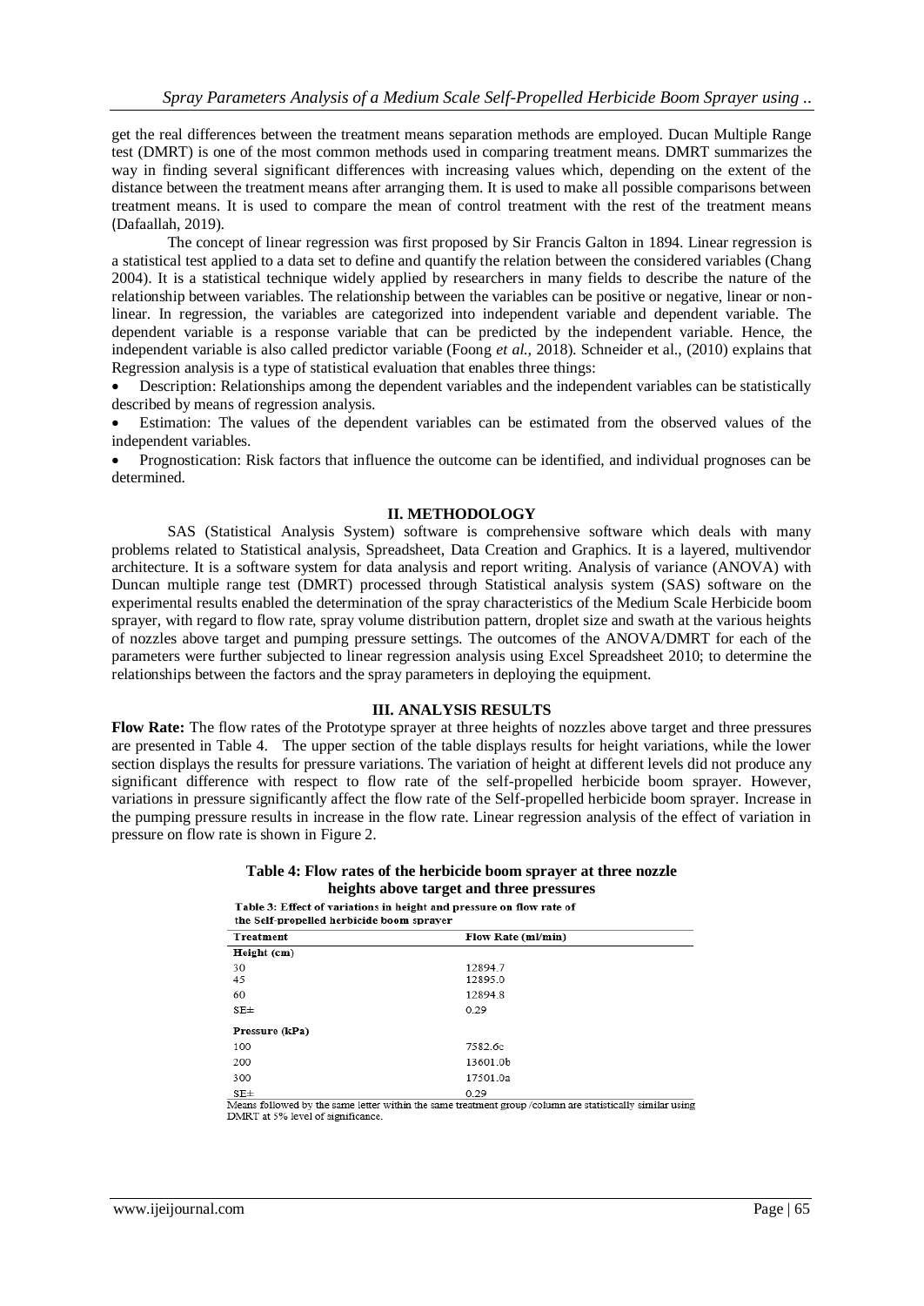get the real differences between the treatment means separation methods are employed. Ducan Multiple Range test (DMRT) is one of the most common methods used in comparing treatment means. DMRT summarizes the way in finding several significant differences with increasing values which, depending on the extent of the distance between the treatment means after arranging them. It is used to make all possible comparisons between treatment means. It is used to compare the mean of control treatment with the rest of the treatment means (Dafaallah, 2019).

The concept of linear regression was first proposed by Sir Francis Galton in 1894. Linear regression is a statistical test applied to a data set to define and quantify the relation between the considered variables (Chang 2004). It is a statistical technique widely applied by researchers in many fields to describe the nature of the relationship between variables. The relationship between the variables can be positive or negative, linear or non-linear. In regression, the variables are categorized into independent variable and dependent variable. The dependent variable is a response variable that can be predicted by the independent variable. Hence, the independent variable is also called predictor variable (Foong *et al.,* 2018). Schneider et al., (2010) explains that Regression analysis is a type of statistical evaluation that enables three things:

- Description: Relationships among the dependent variables and the independent variables can be statistically described by means of regression analysis.
- Estimation: The values of the dependent variables can be estimated from the observed values of the independent variables.
- Prognostication: Risk factors that influence the outcome can be identified, and individual prognoses can be determined.

## II. METHODOLOGY

SAS (Statistical Analysis System) software is comprehensive software which deals with many problems related to Statistical analysis, Spreadsheet, Data Creation and Graphics. It is a layered, multivendor architecture. It is a software system for data analysis and report writing. Analysis of variance (ANOVA) with Duncan multiple range test (DMRT) processed through Statistical analysis system (SAS) software on the experimental results enabled the determination of the spray characteristics of the Medium Scale Herbicide boom sprayer, with regard to flow rate, spray volume distribution pattern, droplet size and swath at the various heights of nozzles above target and pumping pressure settings. The outcomes of the ANOVA/DMRT for each of the parameters were further subjected to linear regression analysis using Excel Spreadsheet 2010; to determine the relationships between the factors and the spray parameters in deploying the equipment.

## III. ANALYSIS RESULTS

**Flow Rate:** The flow rates of the Prototype sprayer at three heights of nozzles above target and three pressures are presented in Table 4. The upper section of the table displays results for height variations, while the lower section displays the results for pressure variations. The variation of height at different levels did not produce any significant difference with respect to flow rate of the self-propelled herbicide boom sprayer. However, variations in pressure significantly affect the flow rate of the Self-propelled herbicide boom sprayer. Increase in the pumping pressure results in increase in the flow rate. Linear regression analysis of the effect of variation in pressure on flow rate is shown in Figure 2.

**Table 4: Flow rates of the herbicide boom sprayer at three nozzle heights above target and three pressures**

Table 3: Effect of variations in height and pressure on flow rate of the Self-propelled herbicide boom sprayer

| Treatment | Flow Rate (ml/min) |
|---|---|
| **Height (cm)** | |
| 30 | 12894.7 |
| 45 | 12895.0 |
| 60 | 12894.8 |
| SE± | 0.29 |
| **Pressure (kPa)** | |
| 100 | 7582.6c |
| 200 | 13601.0b |
| 300 | 17501.0a |
| SE± | 0.29 |

Means followed by the same letter within the same treatment group /column are statistically similar using DMRT at 5% level of significance.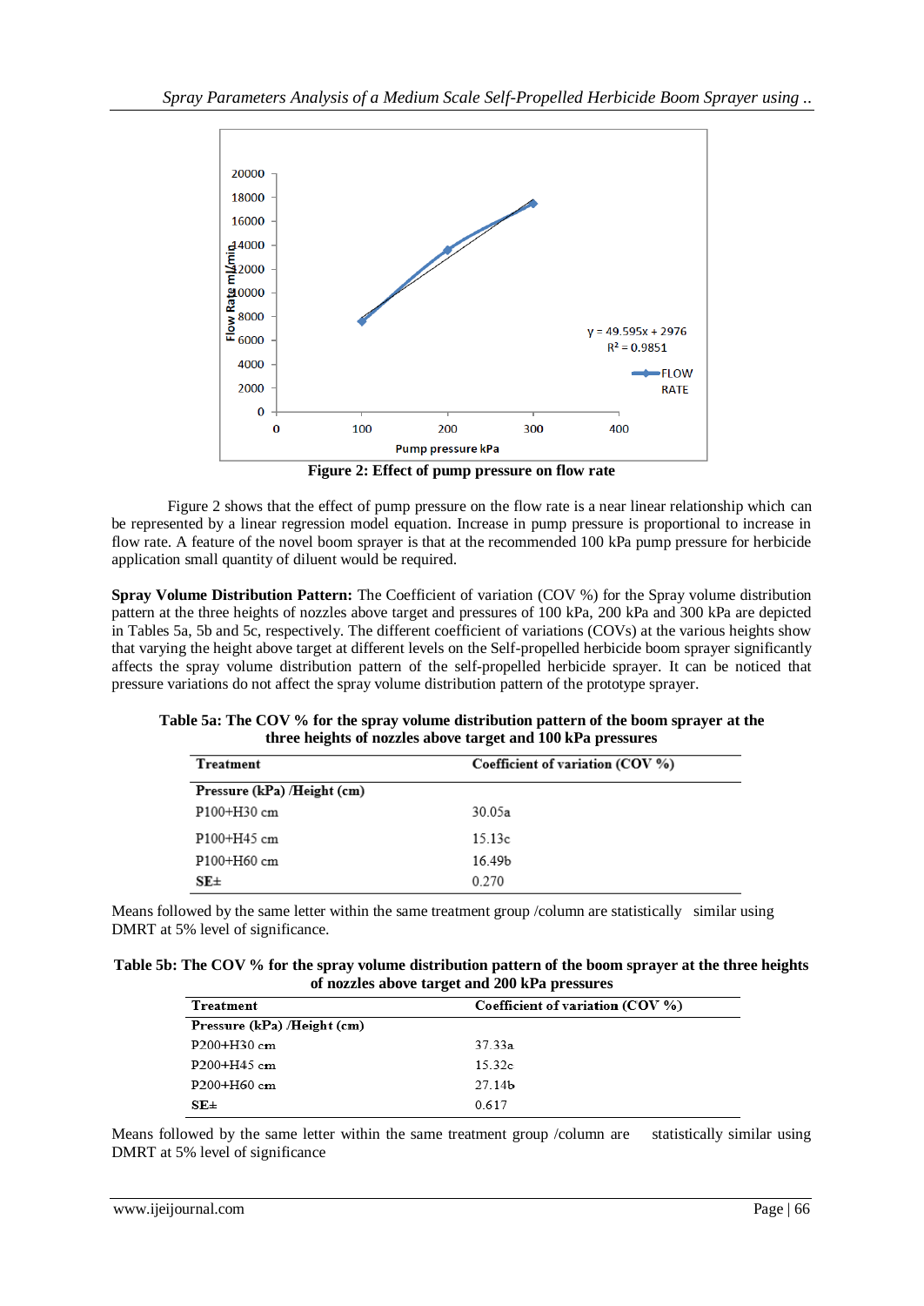Figure 2: Effect of pump pressure on flow rate

Figure 2 shows that the effect of pump pressure on the flow rate is a near linear relationship which can be represented by a linear regression model equation. Increase in pump pressure is proportional to increase in flow rate. A feature of the novel boom sprayer is that at the recommended 100 kPa pump pressure for herbicide application small quantity of diluent would be required.

**Spray Volume Distribution Pattern:** The Coefficient of variation (COV %) for the Spray volume distribution pattern at the three heights of nozzles above target and pressures of 100 kPa, 200 kPa and 300 kPa are depicted in Tables 5a, 5b and 5c, respectively. The different coefficient of variations (COVs) at the various heights show that varying the height above target at different levels on the Self-propelled herbicide boom sprayer significantly affects the spray volume distribution pattern of the self-propelled herbicide sprayer. It can be noticed that pressure variations do not affect the spray volume distribution pattern of the prototype sprayer.

**Table 5a: The COV % for the spray volume distribution pattern of the boom sprayer at the three heights of nozzles above target and 100 kPa pressures**

| Treatment | Coefficient of variation (COV %) |
|---|---|
| **Pressure (kPa) /Height (cm)** | |
| P100+H30 cm | 30.05a |
| P100+H45 cm | 15.13c |
| P100+H60 cm | 16.49b |
| **SE±** | 0.270 |

Means followed by the same letter within the same treatment group /column are statistically similar using DMRT at 5% level of significance.

**Table 5b: The COV % for the spray volume distribution pattern of the boom sprayer at the three heights of nozzles above target and 200 kPa pressures**

| Treatment | Coefficient of variation (COV %) |
|---|---|
| **Pressure (kPa) /Height (cm)** | |
| P200+H30 cm | 37.33a |
| P200+H45 cm | 15.32c |
| P200+H60 cm | 27.14b |
| **SE±** | 0.617 |

Means followed by the same letter within the same treatment group /column are statistically similar using DMRT at 5% level of significance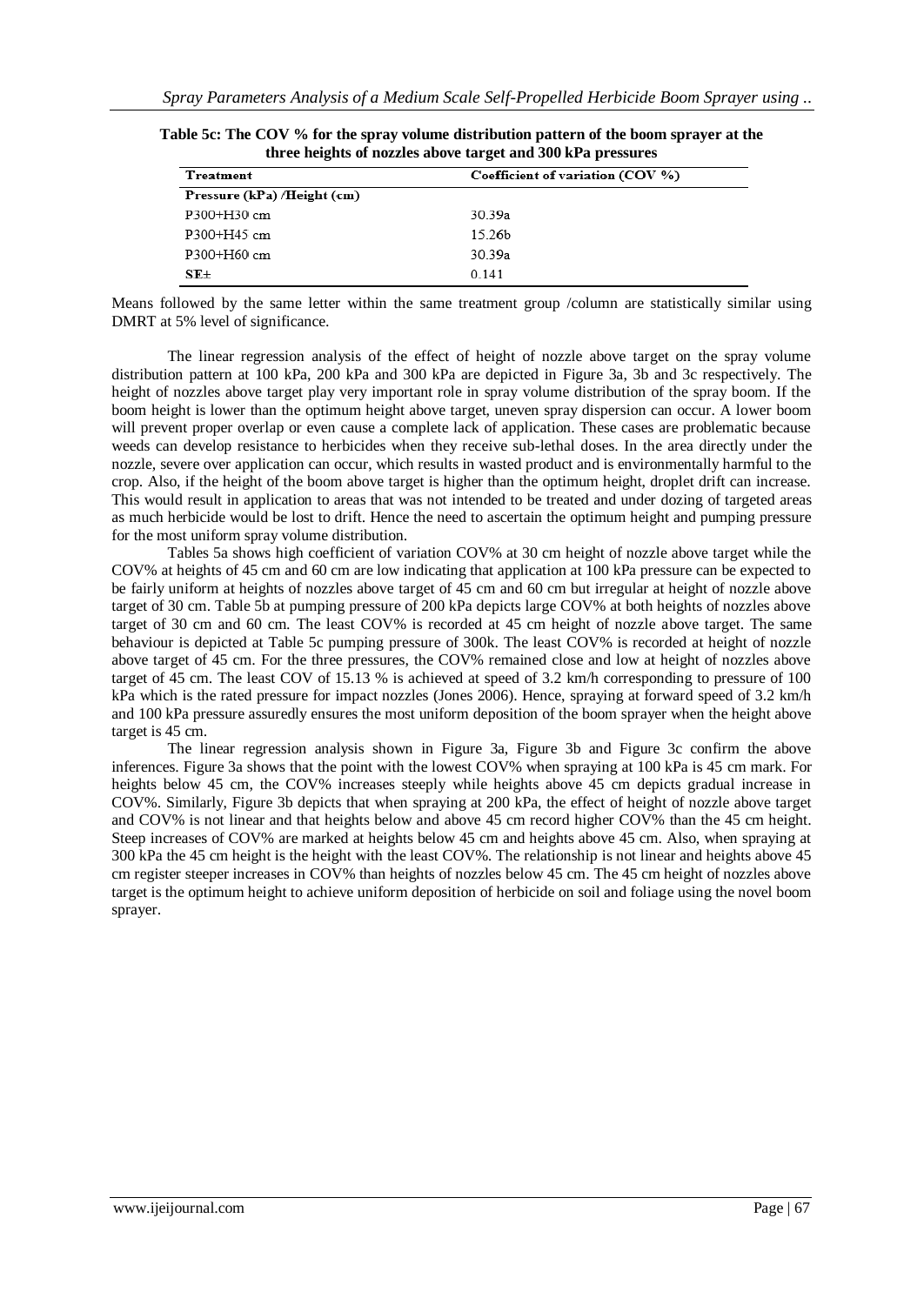**Table 5c: The COV % for the spray volume distribution pattern of the boom sprayer at the three heights of nozzles above target and 300 kPa pressures**

| Treatment | Coefficient of variation (COV %) |
|---|---|
| **Pressure (kPa) /Height (cm)** | |
| P300+H30 cm | 30.39a |
| P300+H45 cm | 15.26b |
| P300+H60 cm | 30.39a |
| **SE±** | 0.141 |

Means followed by the same letter within the same treatment group /column are statistically similar using DMRT at 5% level of significance.

The linear regression analysis of the effect of height of nozzle above target on the spray volume distribution pattern at 100 kPa, 200 kPa and 300 kPa are depicted in Figure 3a, 3b and 3c respectively. The height of nozzles above target play very important role in spray volume distribution of the spray boom. If the boom height is lower than the optimum height above target, uneven spray dispersion can occur. A lower boom will prevent proper overlap or even cause a complete lack of application. These cases are problematic because weeds can develop resistance to herbicides when they receive sub-lethal doses. In the area directly under the nozzle, severe over application can occur, which results in wasted product and is environmentally harmful to the crop. Also, if the height of the boom above target is higher than the optimum height, droplet drift can increase. This would result in application to areas that was not intended to be treated and under dozing of targeted areas as much herbicide would be lost to drift. Hence the need to ascertain the optimum height and pumping pressure for the most uniform spray volume distribution.

Tables 5a shows high coefficient of variation COV% at 30 cm height of nozzle above target while the COV% at heights of 45 cm and 60 cm are low indicating that application at 100 kPa pressure can be expected to be fairly uniform at heights of nozzles above target of 45 cm and 60 cm but irregular at height of nozzle above target of 30 cm. Table 5b at pumping pressure of 200 kPa depicts large COV% at both heights of nozzles above target of 30 cm and 60 cm. The least COV% is recorded at 45 cm height of nozzle above target. The same behaviour is depicted at Table 5c pumping pressure of 300k. The least COV% is recorded at height of nozzle above target of 45 cm. For the three pressures, the COV% remained close and low at height of nozzles above target of 45 cm. The least COV of 15.13 % is achieved at speed of 3.2 km/h corresponding to pressure of 100 kPa which is the rated pressure for impact nozzles (Jones 2006). Hence, spraying at forward speed of 3.2 km/h and 100 kPa pressure assuredly ensures the most uniform deposition of the boom sprayer when the height above target is 45 cm.

The linear regression analysis shown in Figure 3a, Figure 3b and Figure 3c confirm the above inferences. Figure 3a shows that the point with the lowest COV% when spraying at 100 kPa is 45 cm mark. For heights below 45 cm, the COV% increases steeply while heights above 45 cm depicts gradual increase in COV%. Similarly, Figure 3b depicts that when spraying at 200 kPa, the effect of height of nozzle above target and COV% is not linear and that heights below and above 45 cm record higher COV% than the 45 cm height. Steep increases of COV% are marked at heights below 45 cm and heights above 45 cm. Also, when spraying at 300 kPa the 45 cm height is the height with the least COV%. The relationship is not linear and heights above 45 cm register steeper increases in COV% than heights of nozzles below 45 cm. The 45 cm height of nozzles above target is the optimum height to achieve uniform deposition of herbicide on soil and foliage using the novel boom sprayer.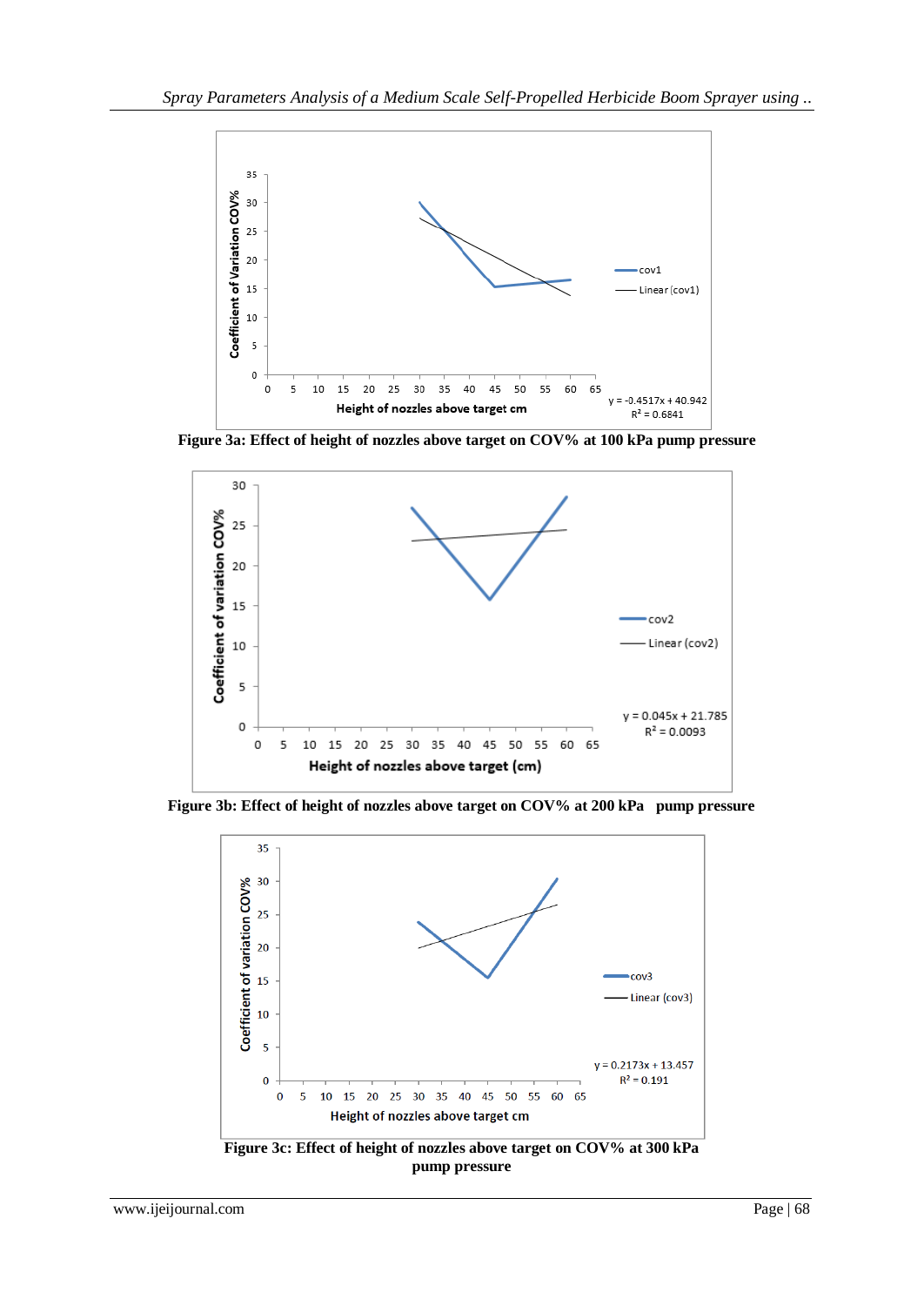Figure 3a: Effect of height of nozzles above target on COV% at 100 kPa pump pressure

Figure 3b: Effect of height of nozzles above target on COV% at 200 kPa pump pressure

Figure 3c: Effect of height of nozzles above target on COV% at 300 kPa pump pressure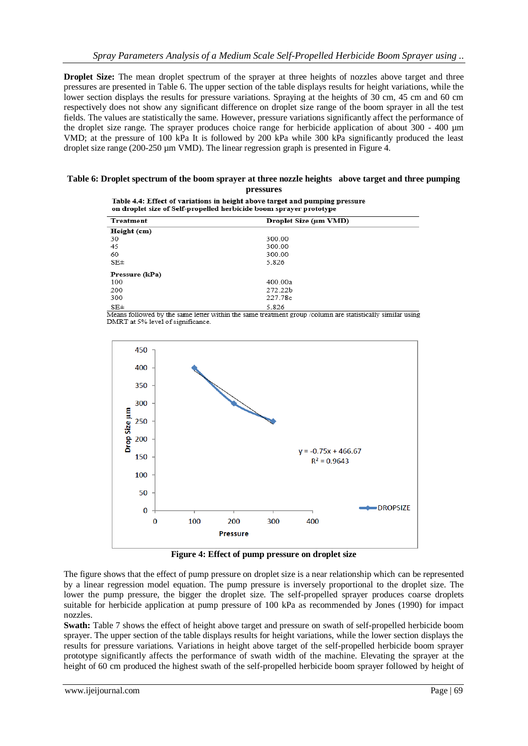**Droplet Size:** The mean droplet spectrum of the sprayer at three heights of nozzles above target and three pressures are presented in Table 6. The upper section of the table displays results for height variations, while the lower section displays the results for pressure variations. Spraying at the heights of 30 cm, 45 cm and 60 cm respectively does not show any significant difference on droplet size range of the boom sprayer in all the test fields. The values are statistically the same. However, pressure variations significantly affect the performance of the droplet size range. The sprayer produces choice range for herbicide application of about 300 - 400 µm VMD; at the pressure of 100 kPa It is followed by 200 kPa while 300 kPa significantly produced the least droplet size range (200-250 µm VMD). The linear regression graph is presented in Figure 4.

**Table 6: Droplet spectrum of the boom sprayer at three nozzle heights above target and three pumping pressures**

**Table 4.4: Effect of variations in height above target and pumping pressure on droplet size of Self-propelled herbicide boom sprayer prototype**

| Treatment | Droplet Size (µm VMD) |
|---|---|
| **Height (cm)** | |
| 30 | 300.00 |
| 45 | 300.00 |
| 60 | 300.00 |
| SE± | 5.826 |
| **Pressure (kPa)** | |
| 100 | 400.00a |
| 200 | 272.22b |
| 300 | 227.78c |
| SE± | 5.826 |

Means followed by the same letter within the same treatment group /column are statistically similar using DMRT at 5% level of significance.

**Figure 4: Effect of pump pressure on droplet size**

The figure shows that the effect of pump pressure on droplet size is a near relationship which can be represented by a linear regression model equation. The pump pressure is inversely proportional to the droplet size. The lower the pump pressure, the bigger the droplet size. The self-propelled sprayer produces coarse droplets suitable for herbicide application at pump pressure of 100 kPa as recommended by Jones (1990) for impact nozzles.

**Swath:** Table 7 shows the effect of height above target and pressure on swath of self-propelled herbicide boom sprayer. The upper section of the table displays results for height variations, while the lower section displays the results for pressure variations. Variations in height above target of the self-propelled herbicide boom sprayer prototype significantly affects the performance of swath width of the machine. Elevating the sprayer at the height of 60 cm produced the highest swath of the self-propelled herbicide boom sprayer followed by height of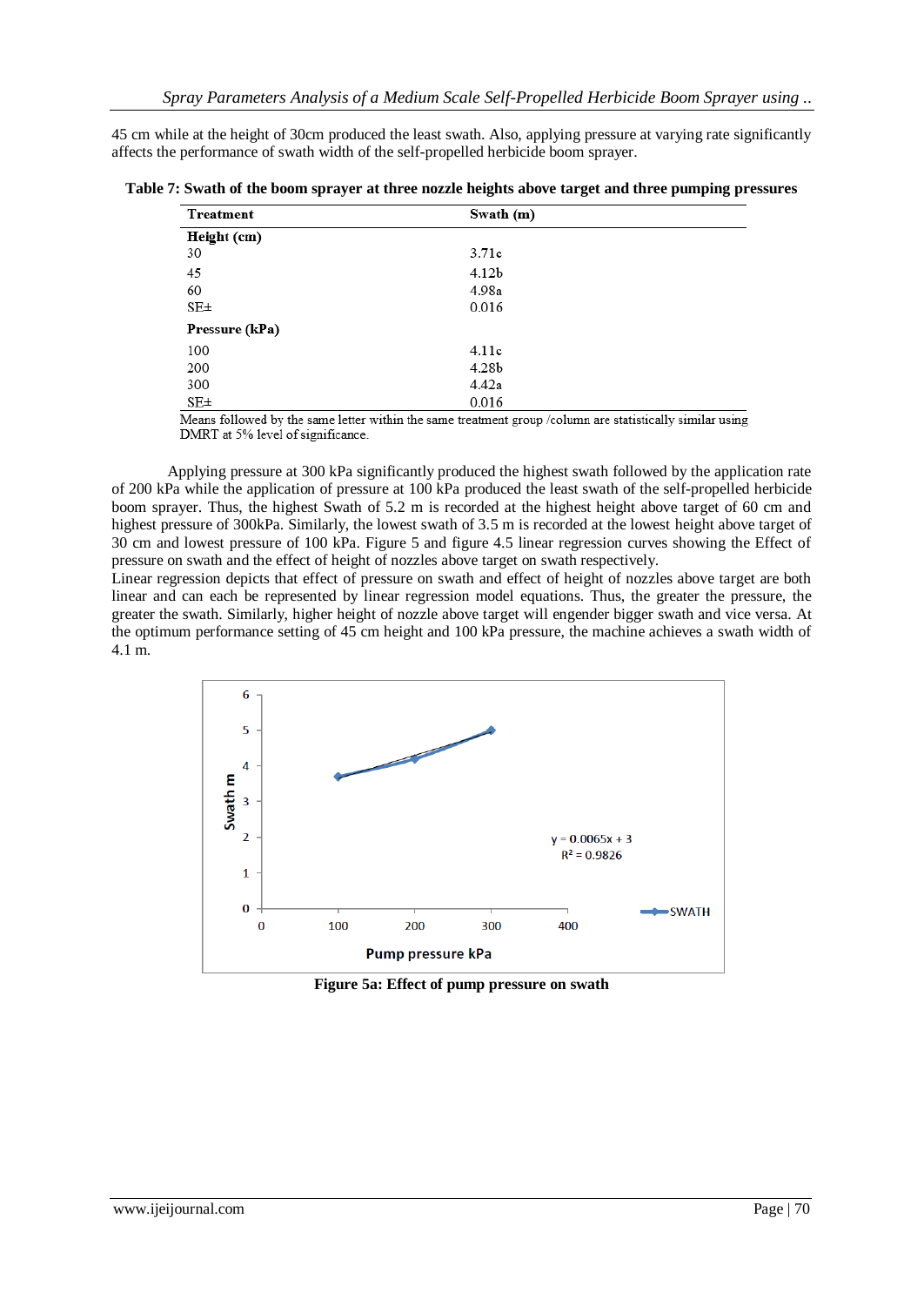45 cm while at the height of 30cm produced the least swath. Also, applying pressure at varying rate significantly affects the performance of swath width of the self-propelled herbicide boom sprayer.

**Table 7: Swath of the boom sprayer at three nozzle heights above target and three pumping pressures**

| Treatment | Swath (m) |
|---|---|
| **Height (cm)** | |
| 30 | 3.71c |
| 45 | 4.12b |
| 60 | 4.98a |
| SE± | 0.016 |
| **Pressure (kPa)** | |
| 100 | 4.11c |
| 200 | 4.28b |
| 300 | 4.42a |
| SE± | 0.016 |

Means followed by the same letter within the same treatment group /column are statistically similar using DMRT at 5% level of significance.

Applying pressure at 300 kPa significantly produced the highest swath followed by the application rate of 200 kPa while the application of pressure at 100 kPa produced the least swath of the self-propelled herbicide boom sprayer. Thus, the highest Swath of 5.2 m is recorded at the highest height above target of 60 cm and highest pressure of 300kPa. Similarly, the lowest swath of 3.5 m is recorded at the lowest height above target of 30 cm and lowest pressure of 100 kPa. Figure 5 and figure 4.5 linear regression curves showing the Effect of pressure on swath and the effect of height of nozzles above target on swath respectively.

Linear regression depicts that effect of pressure on swath and effect of height of nozzles above target are both linear and can each be represented by linear regression model equations. Thus, the greater the pressure, the greater the swath. Similarly, higher height of nozzle above target will engender bigger swath and vice versa. At the optimum performance setting of 45 cm height and 100 kPa pressure, the machine achieves a swath width of 4.1 m.

$y = 0.0065x + 3$

$R^2 = 0.9826$

**Figure 5a: Effect of pump pressure on swath**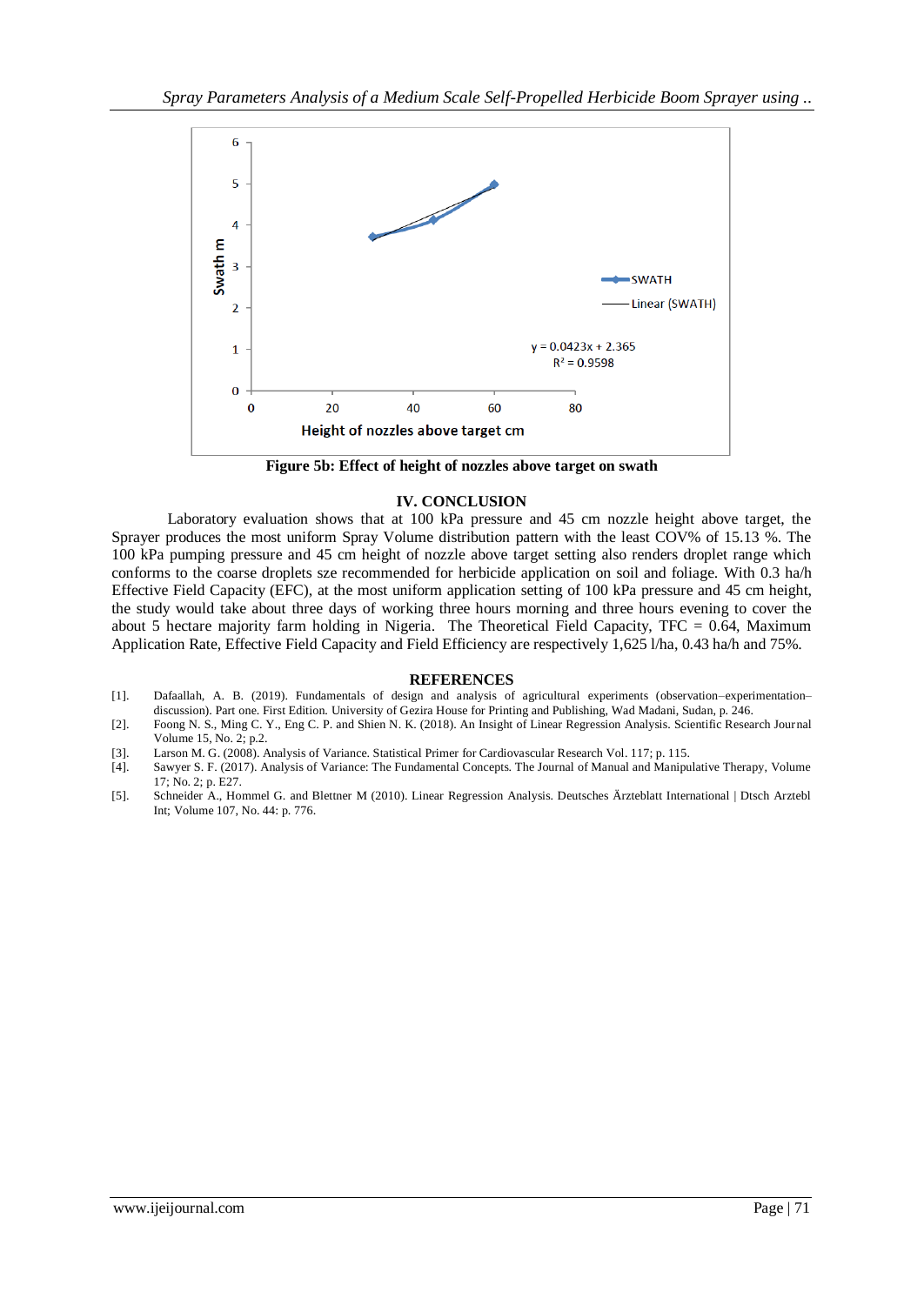6
5
4
3
2
1
0
Swath m
0
20
40
60
80
Height of nozzles above target cm
SWATH
Linear (SWATH)
y = 0.0423x + 2.365
R² = 0.9598

**Figure 5b: Effect of height of nozzles above target on swath**

## IV. CONCLUSION

Laboratory evaluation shows that at 100 kPa pressure and 45 cm nozzle height above target, the Sprayer produces the most uniform Spray Volume distribution pattern with the least COV% of 15.13 %. The 100 kPa pumping pressure and 45 cm height of nozzle above target setting also renders droplet range which conforms to the coarse droplets sze recommended for herbicide application on soil and foliage. With 0.3 ha/h Effective Field Capacity (EFC), at the most uniform application setting of 100 kPa pressure and 45 cm height, the study would take about three days of working three hours morning and three hours evening to cover the about 5 hectare majority farm holding in Nigeria. The Theoretical Field Capacity, TFC = 0.64, Maximum Application Rate, Effective Field Capacity and Field Efficiency are respectively 1,625 l/ha, 0.43 ha/h and 75%.

## REFERENCES

[1]. Dafaallah, A. B. (2019). Fundamentals of design and analysis of agricultural experiments (observation–experimentation–discussion). Part one. First Edition. University of Gezira House for Printing and Publishing, Wad Madani, Sudan, p. 246.

[2]. Foong N. S., Ming C. Y., Eng C. P. and Shien N. K. (2018). An Insight of Linear Regression Analysis. Scientific Research Journal Volume 15, No. 2; p.2.

[3]. Larson M. G. (2008). Analysis of Variance. Statistical Primer for Cardiovascular Research Vol. 117; p. 115.

[4]. Sawyer S. F. (2017). Analysis of Variance: The Fundamental Concepts. The Journal of Manual and Manipulative Therapy, Volume 17; No. 2; p. E27.

[5]. Schneider A., Hommel G. and Blettner M (2010). Linear Regression Analysis. Deutsches Ärzteblatt International | Dtsch Arztebl Int; Volume 107, No. 44: p. 776.